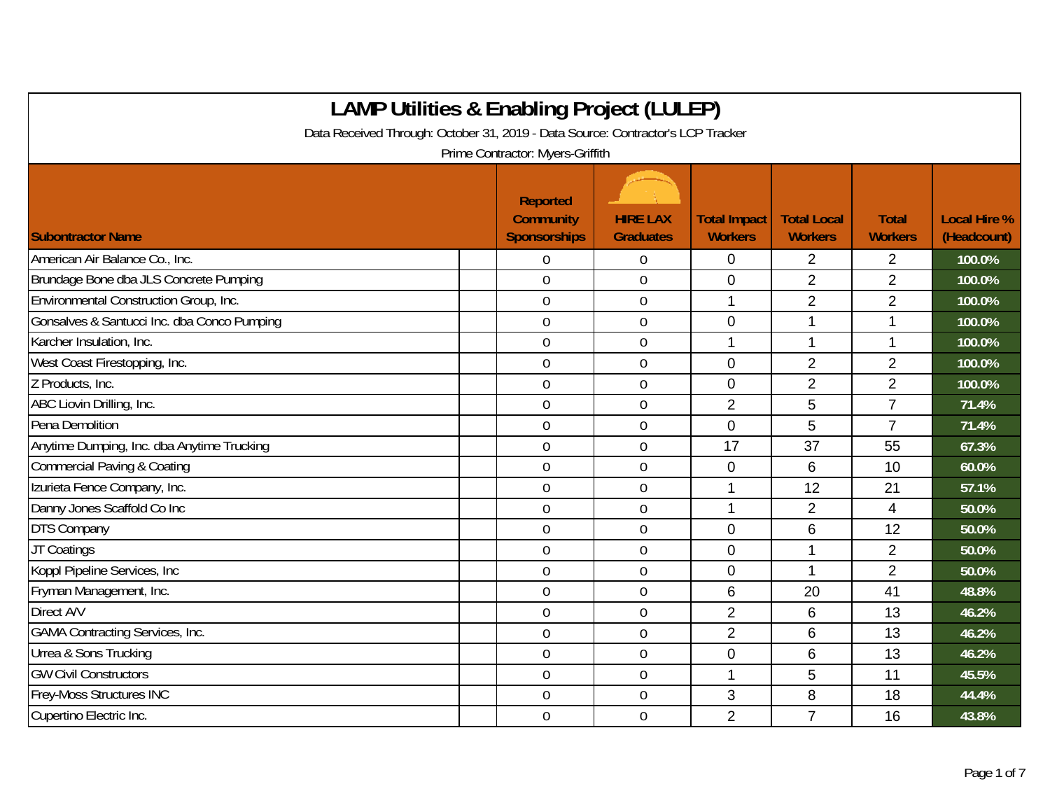# LAMP Utilities & Enabling Project (LULEP)

Data Received Through: October 31, 2019 - Data Source: Contractor's LCP Tracker

Prime Contractor: Myers-Griffith

| Subontractor Name | Reported Community Sponsorships | HIRE LAX Graduates | Total Impact Workers | Total Local Workers | Total Workers | Local Hire % (Headcount) |
|---|---|---|---|---|---|---|
| American Air Balance Co., Inc. | 0 | 0 | 0 | 2 | 2 | 100.0% |
| Brundage Bone dba JLS Concrete Pumping | 0 | 0 | 0 | 2 | 2 | 100.0% |
| Environmental Construction Group, Inc. | 0 | 0 | 1 | 2 | 2 | 100.0% |
| Gonsalves & Santucci Inc. dba Conco Pumping | 0 | 0 | 0 | 1 | 1 | 100.0% |
| Karcher Insulation, Inc. | 0 | 0 | 1 | 1 | 1 | 100.0% |
| West Coast Firestopping, Inc. | 0 | 0 | 0 | 2 | 2 | 100.0% |
| Z Products, Inc. | 0 | 0 | 0 | 2 | 2 | 100.0% |
| ABC Liovin Drilling, Inc. | 0 | 0 | 2 | 5 | 7 | 71.4% |
| Pena Demolition | 0 | 0 | 0 | 5 | 7 | 71.4% |
| Anytime Dumping, Inc. dba Anytime Trucking | 0 | 0 | 17 | 37 | 55 | 67.3% |
| Commercial Paving & Coating | 0 | 0 | 0 | 6 | 10 | 60.0% |
| Izurieta Fence Company, Inc. | 0 | 0 | 1 | 12 | 21 | 57.1% |
| Danny Jones Scaffold Co Inc | 0 | 0 | 1 | 2 | 4 | 50.0% |
| DTS Company | 0 | 0 | 0 | 6 | 12 | 50.0% |
| JT Coatings | 0 | 0 | 0 | 1 | 2 | 50.0% |
| Koppl Pipeline Services, Inc | 0 | 0 | 0 | 1 | 2 | 50.0% |
| Fryman Management, Inc. | 0 | 0 | 6 | 20 | 41 | 48.8% |
| Direct A/V | 0 | 0 | 2 | 6 | 13 | 46.2% |
| GAMA Contracting Services, Inc. | 0 | 0 | 2 | 6 | 13 | 46.2% |
| Urrea & Sons Trucking | 0 | 0 | 0 | 6 | 13 | 46.2% |
| GW Civil Constructors | 0 | 0 | 1 | 5 | 11 | 45.5% |
| Frey-Moss Structures INC | 0 | 0 | 3 | 8 | 18 | 44.4% |
| Cupertino Electric Inc. | 0 | 0 | 2 | 7 | 16 | 43.8% |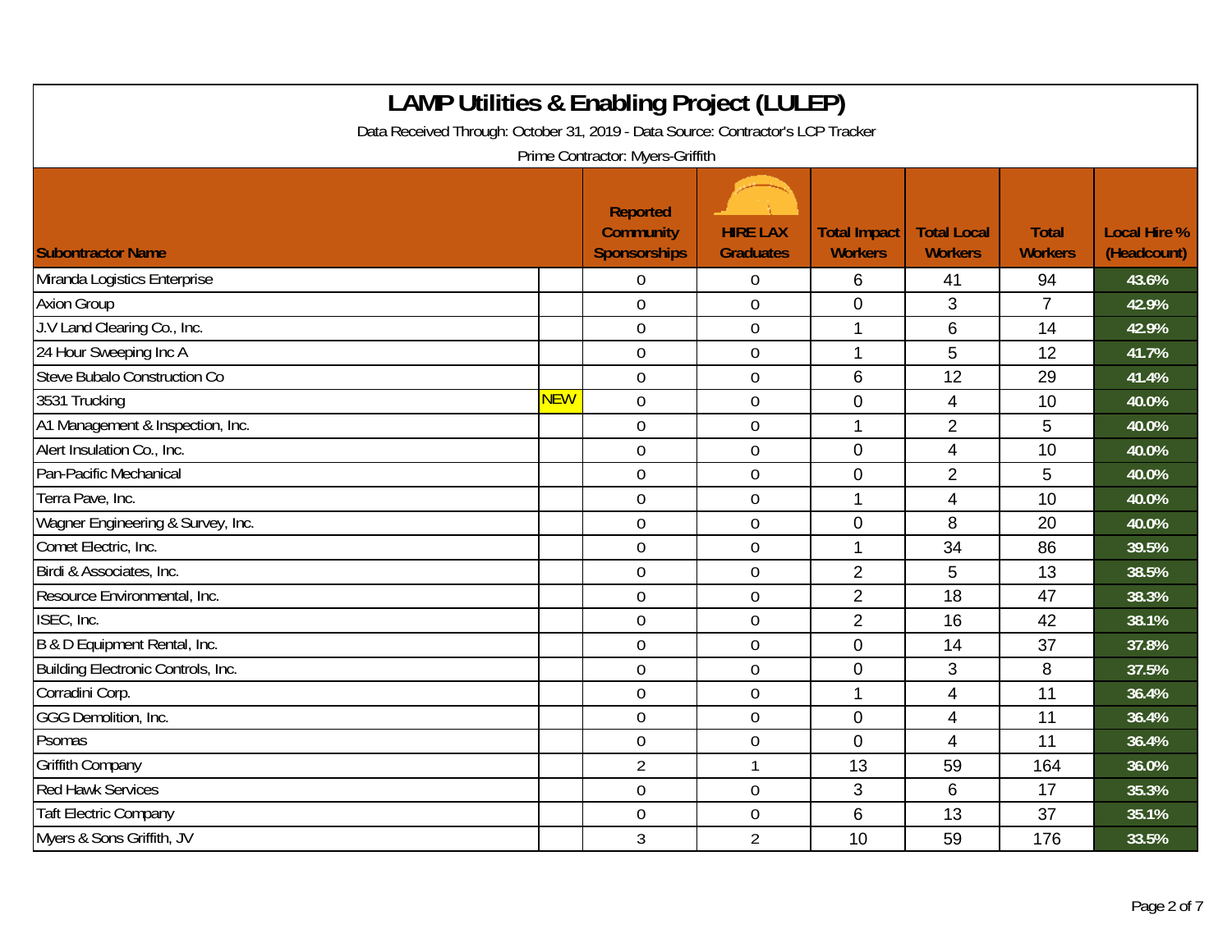# LAMP Utilities & Enabling Project (LULEP)

Data Received Through: October 31, 2019 - Data Source: Contractor's LCP Tracker

Prime Contractor: Myers-Griffith

| Subontractor Name | | Reported Community Sponsorships | HIRE LAX Graduates | Total Impact Workers | Total Local Workers | Total Workers | Local Hire % (Headcount) |
|---|---|---|---|---|---|---|---|
| Miranda Logistics Enterprise | | 0 | 0 | 6 | 41 | 94 | 43.6% |
| Axion Group | | 0 | 0 | 0 | 3 | 7 | 42.9% |
| J.V Land Clearing Co., Inc. | | 0 | 0 | 1 | 6 | 14 | 42.9% |
| 24 Hour Sweeping Inc A | | 0 | 0 | 1 | 5 | 12 | 41.7% |
| Steve Bubalo Construction Co | | 0 | 0 | 6 | 12 | 29 | 41.4% |
| 3531 Trucking | NEW | 0 | 0 | 0 | 4 | 10 | 40.0% |
| A1 Management & Inspection, Inc. | | 0 | 0 | 1 | 2 | 5 | 40.0% |
| Alert Insulation Co., Inc. | | 0 | 0 | 0 | 4 | 10 | 40.0% |
| Pan-Pacific Mechanical | | 0 | 0 | 0 | 2 | 5 | 40.0% |
| Terra Pave, Inc. | | 0 | 0 | 1 | 4 | 10 | 40.0% |
| Wagner Engineering & Survey, Inc. | | 0 | 0 | 0 | 8 | 20 | 40.0% |
| Comet Electric, Inc. | | 0 | 0 | 1 | 34 | 86 | 39.5% |
| Birdi & Associates, Inc. | | 0 | 0 | 2 | 5 | 13 | 38.5% |
| Resource Environmental, Inc. | | 0 | 0 | 2 | 18 | 47 | 38.3% |
| ISEC, Inc. | | 0 | 0 | 2 | 16 | 42 | 38.1% |
| B & D Equipment Rental, Inc. | | 0 | 0 | 0 | 14 | 37 | 37.8% |
| Building Electronic Controls, Inc. | | 0 | 0 | 0 | 3 | 8 | 37.5% |
| Corradini Corp. | | 0 | 0 | 1 | 4 | 11 | 36.4% |
| GGG Demolition, Inc. | | 0 | 0 | 0 | 4 | 11 | 36.4% |
| Psomas | | 0 | 0 | 0 | 4 | 11 | 36.4% |
| Griffith Company | | 2 | 1 | 13 | 59 | 164 | 36.0% |
| Red Hawk Services | | 0 | 0 | 3 | 6 | 17 | 35.3% |
| Taft Electric Company | | 0 | 0 | 6 | 13 | 37 | 35.1% |
| Myers & Sons Griffith, JV | | 3 | 2 | 10 | 59 | 176 | 33.5% |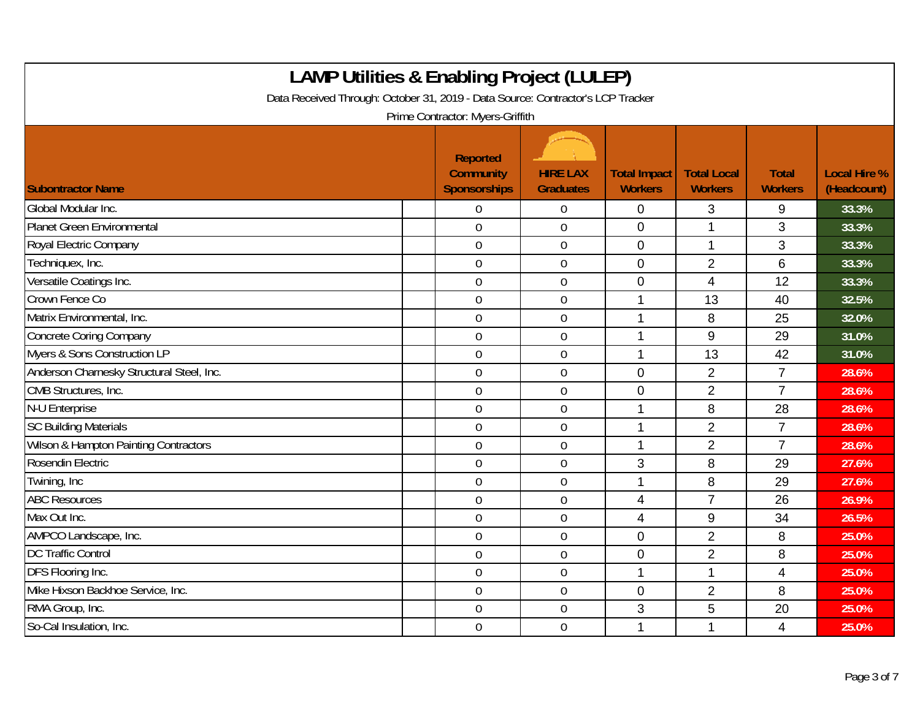# LAMP Utilities & Enabling Project (LULEP)

Data Received Through: October 31, 2019 - Data Source: Contractor's LCP Tracker

Prime Contractor: Myers-Griffith

| Subontractor Name | Reported Community Sponsorships | HIRE LAX Graduates | Total Impact Workers | Total Local Workers | Total Workers | Local Hire % (Headcount) |
|---|---|---|---|---|---|---|
| Global Modular Inc. | 0 | 0 | 0 | 3 | 9 | 33.3% |
| Planet Green Environmental | 0 | 0 | 0 | 1 | 3 | 33.3% |
| Royal Electric Company | 0 | 0 | 0 | 1 | 3 | 33.3% |
| Techniquex, Inc. | 0 | 0 | 0 | 2 | 6 | 33.3% |
| Versatile Coatings Inc. | 0 | 0 | 0 | 4 | 12 | 33.3% |
| Crown Fence Co | 0 | 0 | 1 | 13 | 40 | 32.5% |
| Matrix Environmental, Inc. | 0 | 0 | 1 | 8 | 25 | 32.0% |
| Concrete Coring Company | 0 | 0 | 1 | 9 | 29 | 31.0% |
| Myers & Sons Construction LP | 0 | 0 | 1 | 13 | 42 | 31.0% |
| Anderson Charnesky Structural Steel, Inc. | 0 | 0 | 0 | 2 | 7 | 28.6% |
| CMB Structures, Inc. | 0 | 0 | 0 | 2 | 7 | 28.6% |
| N-U Enterprise | 0 | 0 | 1 | 8 | 28 | 28.6% |
| SC Building Materials | 0 | 0 | 1 | 2 | 7 | 28.6% |
| Wilson & Hampton Painting Contractors | 0 | 0 | 1 | 2 | 7 | 28.6% |
| Rosendin Electric | 0 | 0 | 3 | 8 | 29 | 27.6% |
| Twining, Inc | 0 | 0 | 1 | 8 | 29 | 27.6% |
| ABC Resources | 0 | 0 | 4 | 7 | 26 | 26.9% |
| Max Out Inc. | 0 | 0 | 4 | 9 | 34 | 26.5% |
| AMPCO Landscape, Inc. | 0 | 0 | 0 | 2 | 8 | 25.0% |
| DC Traffic Control | 0 | 0 | 0 | 2 | 8 | 25.0% |
| DFS Flooring Inc. | 0 | 0 | 1 | 1 | 4 | 25.0% |
| Mike Hixson Backhoe Service, Inc. | 0 | 0 | 0 | 2 | 8 | 25.0% |
| RMA Group, Inc. | 0 | 0 | 3 | 5 | 20 | 25.0% |
| So-Cal Insulation, Inc. | 0 | 0 | 1 | 1 | 4 | 25.0% |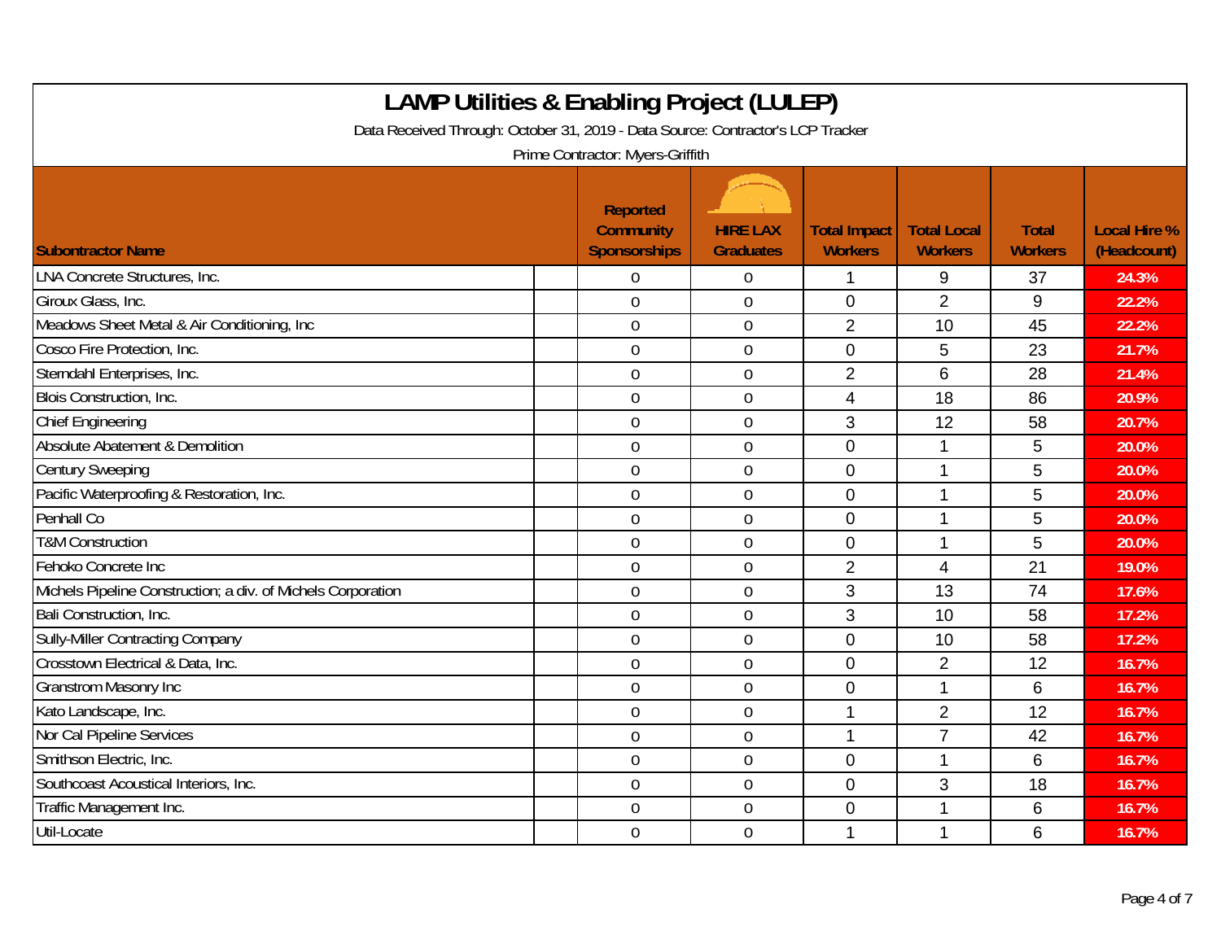# LAMP Utilities & Enabling Project (LULEP)

Data Received Through: October 31, 2019 - Data Source: Contractor's LCP Tracker

Prime Contractor: Myers-Griffith

| Subontractor Name | Reported Community Sponsorships | HIRE LAX Graduates | Total Impact Workers | Total Local Workers | Total Workers | Local Hire % (Headcount) |
|---|---|---|---|---|---|---|
| LNA Concrete Structures, Inc. | 0 | 0 | 1 | 9 | 37 | 24.3% |
| Giroux Glass, Inc. | 0 | 0 | 0 | 2 | 9 | 22.2% |
| Meadows Sheet Metal & Air Conditioning, Inc | 0 | 0 | 2 | 10 | 45 | 22.2% |
| Cosco Fire Protection, Inc. | 0 | 0 | 0 | 5 | 23 | 21.7% |
| Sterndahl Enterprises, Inc. | 0 | 0 | 2 | 6 | 28 | 21.4% |
| Blois Construction, Inc. | 0 | 0 | 4 | 18 | 86 | 20.9% |
| Chief Engineering | 0 | 0 | 3 | 12 | 58 | 20.7% |
| Absolute Abatement & Demolition | 0 | 0 | 0 | 1 | 5 | 20.0% |
| Century Sweeping | 0 | 0 | 0 | 1 | 5 | 20.0% |
| Pacific Waterproofing & Restoration, Inc. | 0 | 0 | 0 | 1 | 5 | 20.0% |
| Penhall Co | 0 | 0 | 0 | 1 | 5 | 20.0% |
| T&M Construction | 0 | 0 | 0 | 1 | 5 | 20.0% |
| Fehoko Concrete Inc | 0 | 0 | 2 | 4 | 21 | 19.0% |
| Michels Pipeline Construction; a div. of Michels Corporation | 0 | 0 | 3 | 13 | 74 | 17.6% |
| Bali Construction, Inc. | 0 | 0 | 3 | 10 | 58 | 17.2% |
| Sully-Miller Contracting Company | 0 | 0 | 0 | 10 | 58 | 17.2% |
| Crosstown Electrical & Data, Inc. | 0 | 0 | 0 | 2 | 12 | 16.7% |
| Granstrom Masonry Inc | 0 | 0 | 0 | 1 | 6 | 16.7% |
| Kato Landscape, Inc. | 0 | 0 | 1 | 2 | 12 | 16.7% |
| Nor Cal Pipeline Services | 0 | 0 | 1 | 7 | 42 | 16.7% |
| Smithson Electric, Inc. | 0 | 0 | 0 | 1 | 6 | 16.7% |
| Southcoast Acoustical Interiors, Inc. | 0 | 0 | 0 | 3 | 18 | 16.7% |
| Traffic Management Inc. | 0 | 0 | 0 | 1 | 6 | 16.7% |
| Util-Locate | 0 | 0 | 1 | 1 | 6 | 16.7% |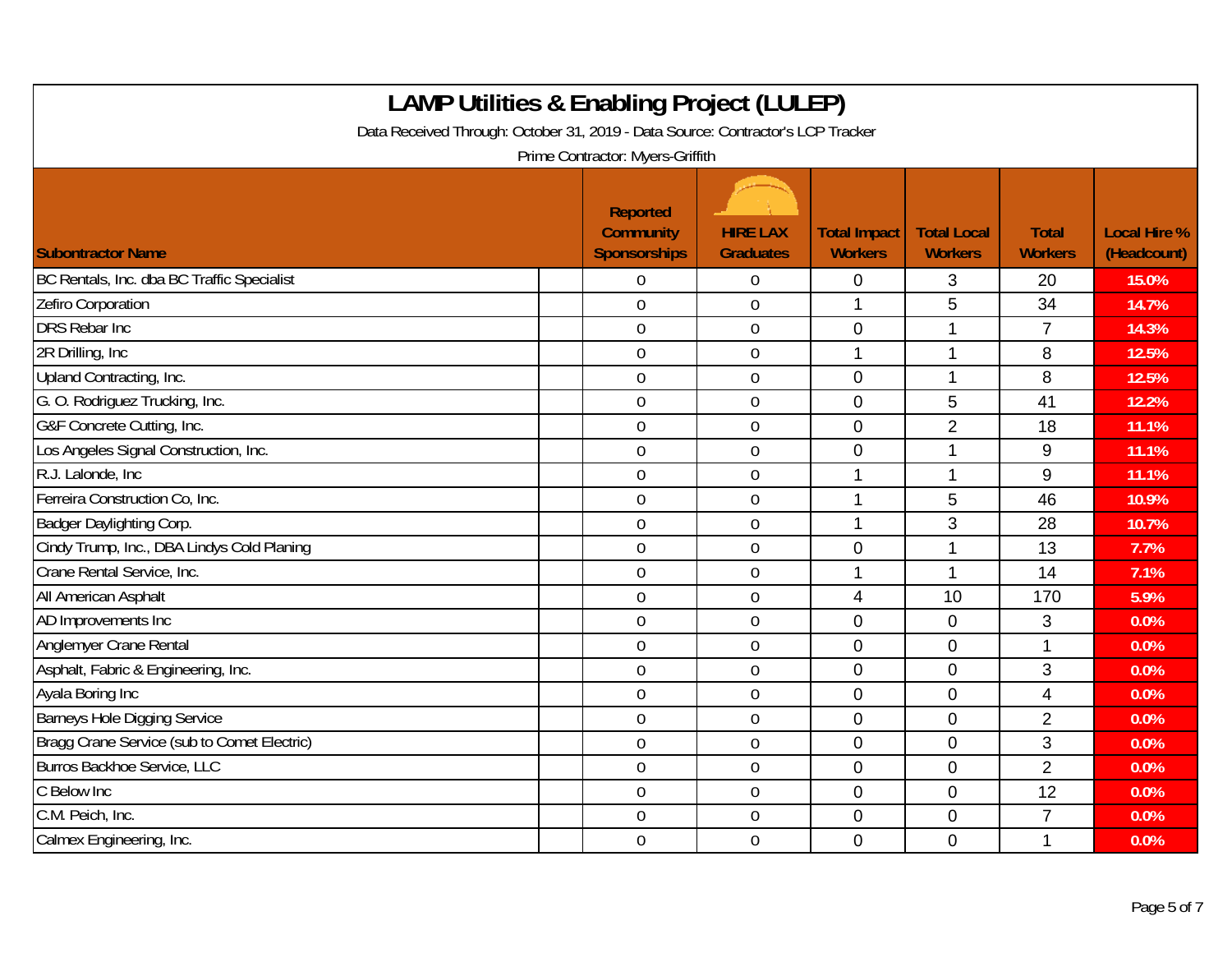# LAMP Utilities & Enabling Project (LULEP)

Data Received Through: October 31, 2019 - Data Source: Contractor's LCP Tracker

Prime Contractor: Myers-Griffith

| Subontractor Name | Reported Community Sponsorships | HIRE LAX Graduates | Total Impact Workers | Total Local Workers | Total Workers | Local Hire % (Headcount) |
|---|---|---|---|---|---|---|
| BC Rentals, Inc. dba BC Traffic Specialist | 0 | 0 | 0 | 3 | 20 | 15.0% |
| Zefiro Corporation | 0 | 0 | 1 | 5 | 34 | 14.7% |
| DRS Rebar Inc | 0 | 0 | 0 | 1 | 7 | 14.3% |
| 2R Drilling, Inc | 0 | 0 | 1 | 1 | 8 | 12.5% |
| Upland Contracting, Inc. | 0 | 0 | 0 | 1 | 8 | 12.5% |
| G. O. Rodriguez Trucking, Inc. | 0 | 0 | 0 | 5 | 41 | 12.2% |
| G&F Concrete Cutting, Inc. | 0 | 0 | 0 | 2 | 18 | 11.1% |
| Los Angeles Signal Construction, Inc. | 0 | 0 | 0 | 1 | 9 | 11.1% |
| R.J. Lalonde, Inc | 0 | 0 | 1 | 1 | 9 | 11.1% |
| Ferreira Construction Co, Inc. | 0 | 0 | 1 | 5 | 46 | 10.9% |
| Badger Daylighting Corp. | 0 | 0 | 1 | 3 | 28 | 10.7% |
| Cindy Trump, Inc., DBA Lindys Cold Planing | 0 | 0 | 0 | 1 | 13 | 7.7% |
| Crane Rental Service, Inc. | 0 | 0 | 1 | 1 | 14 | 7.1% |
| All American Asphalt | 0 | 0 | 4 | 10 | 170 | 5.9% |
| AD Improvements Inc | 0 | 0 | 0 | 0 | 3 | 0.0% |
| Anglemyer Crane Rental | 0 | 0 | 0 | 0 | 1 | 0.0% |
| Asphalt, Fabric & Engineering, Inc. | 0 | 0 | 0 | 0 | 3 | 0.0% |
| Ayala Boring Inc | 0 | 0 | 0 | 0 | 4 | 0.0% |
| Barneys Hole Digging Service | 0 | 0 | 0 | 0 | 2 | 0.0% |
| Bragg Crane Service (sub to Comet Electric) | 0 | 0 | 0 | 0 | 3 | 0.0% |
| Burros Backhoe Service, LLC | 0 | 0 | 0 | 0 | 2 | 0.0% |
| C Below Inc | 0 | 0 | 0 | 0 | 12 | 0.0% |
| C.M. Peich, Inc. | 0 | 0 | 0 | 0 | 7 | 0.0% |
| Calmex Engineering, Inc. | 0 | 0 | 0 | 0 | 1 | 0.0% |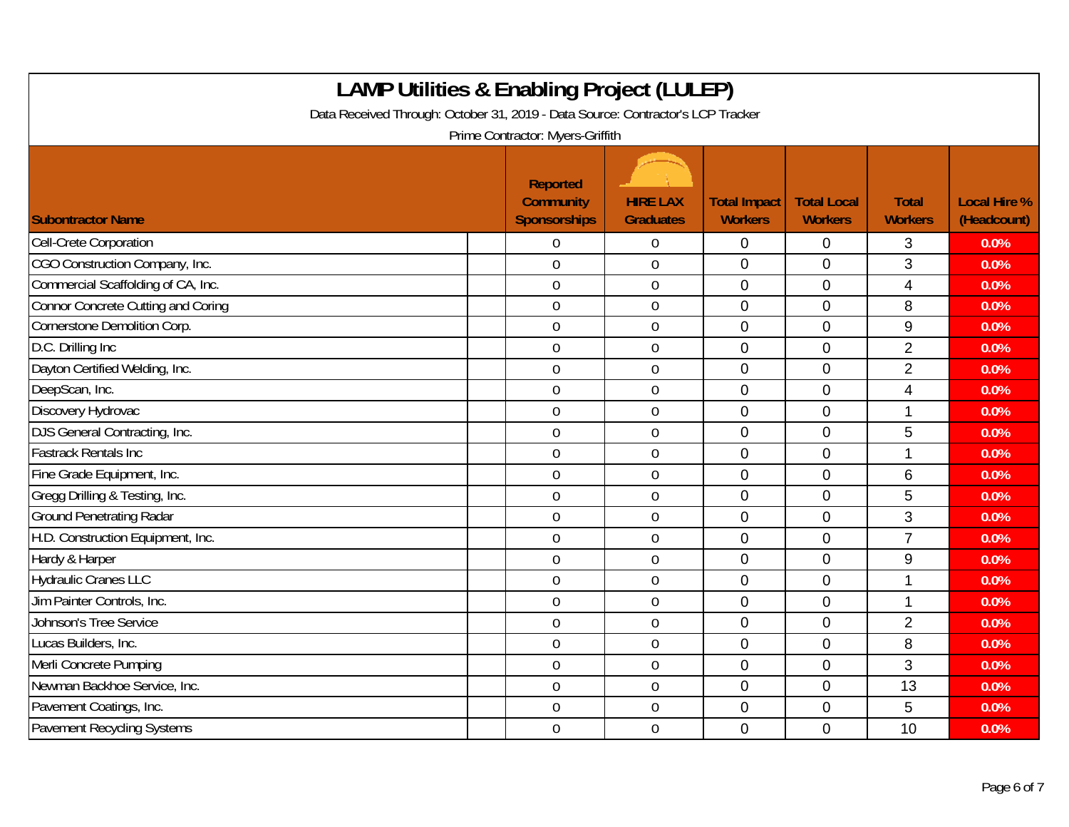# LAMP Utilities & Enabling Project (LULEP)

Data Received Through: October 31, 2019 - Data Source: Contractor's LCP Tracker

Prime Contractor: Myers-Griffith

| Subontractor Name | Reported Community Sponsorships | HIRE LAX Graduates | Total Impact Workers | Total Local Workers | Total Workers | Local Hire % (Headcount) |
|---|---|---|---|---|---|---|
| Cell-Crete Corporation | 0 | 0 | 0 | 0 | 3 | 0.0% |
| CGO Construction Company, Inc. | 0 | 0 | 0 | 0 | 3 | 0.0% |
| Commercial Scaffolding of CA, Inc. | 0 | 0 | 0 | 0 | 4 | 0.0% |
| Connor Concrete Cutting and Coring | 0 | 0 | 0 | 0 | 8 | 0.0% |
| Cornerstone Demolition Corp. | 0 | 0 | 0 | 0 | 9 | 0.0% |
| D.C. Drilling Inc | 0 | 0 | 0 | 0 | 2 | 0.0% |
| Dayton Certified Welding, Inc. | 0 | 0 | 0 | 0 | 2 | 0.0% |
| DeepScan, Inc. | 0 | 0 | 0 | 0 | 4 | 0.0% |
| Discovery Hydrovac | 0 | 0 | 0 | 0 | 1 | 0.0% |
| DJS General Contracting, Inc. | 0 | 0 | 0 | 0 | 5 | 0.0% |
| Fastrack Rentals Inc | 0 | 0 | 0 | 0 | 1 | 0.0% |
| Fine Grade Equipment, Inc. | 0 | 0 | 0 | 0 | 6 | 0.0% |
| Gregg Drilling & Testing, Inc. | 0 | 0 | 0 | 0 | 5 | 0.0% |
| Ground Penetrating Radar | 0 | 0 | 0 | 0 | 3 | 0.0% |
| H.D. Construction Equipment, Inc. | 0 | 0 | 0 | 0 | 7 | 0.0% |
| Hardy & Harper | 0 | 0 | 0 | 0 | 9 | 0.0% |
| Hydraulic Cranes LLC | 0 | 0 | 0 | 0 | 1 | 0.0% |
| Jim Painter Controls, Inc. | 0 | 0 | 0 | 0 | 1 | 0.0% |
| Johnson's Tree Service | 0 | 0 | 0 | 0 | 2 | 0.0% |
| Lucas Builders, Inc. | 0 | 0 | 0 | 0 | 8 | 0.0% |
| Merli Concrete Pumping | 0 | 0 | 0 | 0 | 3 | 0.0% |
| Newman Backhoe Service, Inc. | 0 | 0 | 0 | 0 | 13 | 0.0% |
| Pavement Coatings, Inc. | 0 | 0 | 0 | 0 | 5 | 0.0% |
| Pavement Recycling Systems | 0 | 0 | 0 | 0 | 10 | 0.0% |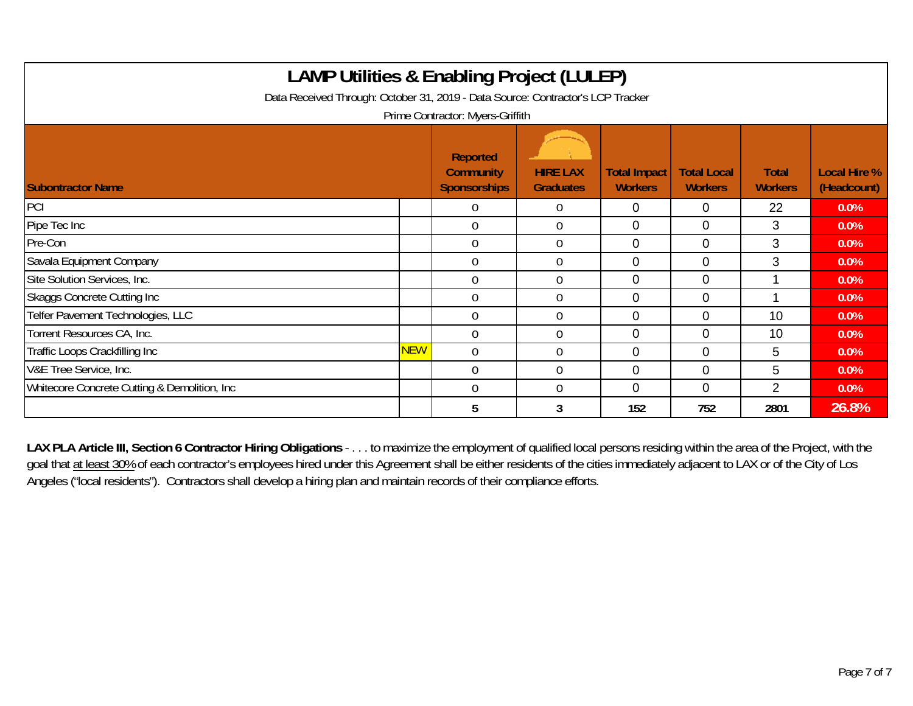# LAMP Utilities & Enabling Project (LULEP)

Data Received Through: October 31, 2019 - Data Source: Contractor's LCP Tracker

Prime Contractor: Myers-Griffith

| Subontractor Name | | Reported Community Sponsorships | HIRE LAX Graduates | Total Impact Workers | Total Local Workers | Total Workers | Local Hire % (Headcount) |
|---|---|---|---|---|---|---|---|
| PCI | | 0 | 0 | 0 | 0 | 22 | 0.0% |
| Pipe Tec Inc | | 0 | 0 | 0 | 0 | 3 | 0.0% |
| Pre-Con | | 0 | 0 | 0 | 0 | 3 | 0.0% |
| Savala Equipment Company | | 0 | 0 | 0 | 0 | 3 | 0.0% |
| Site Solution Services, Inc. | | 0 | 0 | 0 | 0 | 1 | 0.0% |
| Skaggs Concrete Cutting Inc | | 0 | 0 | 0 | 0 | 1 | 0.0% |
| Telfer Pavement Technologies, LLC | | 0 | 0 | 0 | 0 | 10 | 0.0% |
| Torrent Resources CA, Inc. | | 0 | 0 | 0 | 0 | 10 | 0.0% |
| Traffic Loops Crackfilling Inc | NEW | 0 | 0 | 0 | 0 | 5 | 0.0% |
| V&E Tree Service, Inc. | | 0 | 0 | 0 | 0 | 5 | 0.0% |
| Whitecore Concrete Cutting & Demolition, Inc | | 0 | 0 | 0 | 0 | 2 | 0.0% |
| | | **5** | **3** | **152** | **752** | **2801** | **26.8%** |

**LAX PLA Article III, Section 6 Contractor Hiring Obligations** - . . . to maximize the employment of qualified local persons residing within the area of the Project, with the goal that at least 30% of each contractor's employees hired under this Agreement shall be either residents of the cities immediately adjacent to LAX or of the City of Los Angeles ("local residents"). Contractors shall develop a hiring plan and maintain records of their compliance efforts.